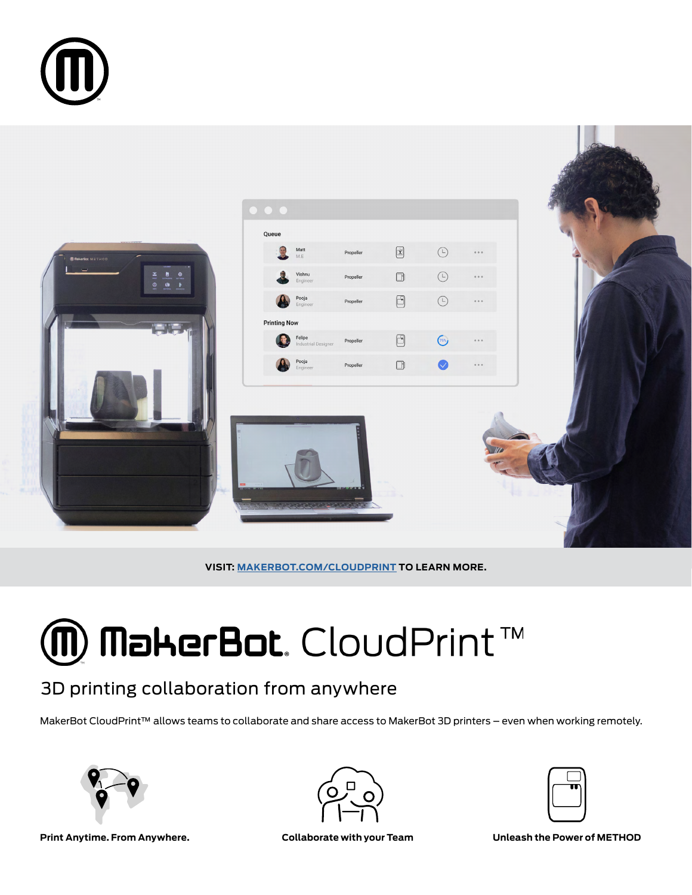VISIT: [MAKERBOT.COM/CLOUDPRINT](https://makerbot.com/cloudprint) TO LEARN MORE.

# MakerBot. CloudPrint™

## 3D printing collaboration from anywhere

MakerBot CloudPrint™ allows teams to collaborate and share access to MakerBot 3D printers – even when working remotely.

**Print Anytime. From Anywhere.**

**Collaborate with your Team**

**Unleash the Power of METHOD**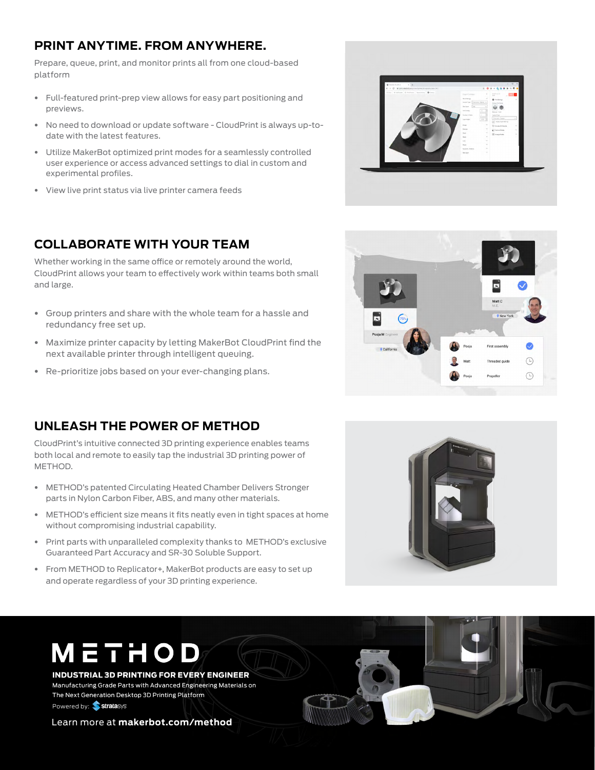## PRINT ANYTIME. FROM ANYWHERE.

Prepare, queue, print, and monitor prints all from one cloud-based platform

- Full-featured print-prep view allows for easy part positioning and previews.
- No need to download or update software - CloudPrint is always up-to-date with the latest features.
- Utilize MakerBot optimized print modes for a seamlessly controlled user experience or access advanced settings to dial in custom and experimental profiles.
- View live print status via live printer camera feeds

## COLLABORATE WITH YOUR TEAM

Whether working in the same office or remotely around the world, CloudPrint allows your team to effectively work within teams both small and large.

- Group printers and share with the whole team for a hassle and redundancy free set up.
- Maximize printer capacity by letting MakerBot CloudPrint find the next available printer through intelligent queuing.
- Re-prioritize jobs based on your ever-changing plans.

## UNLEASH THE POWER OF METHOD

CloudPrint's intuitive connected 3D printing experience enables teams both local and remote to easily tap the industrial 3D printing power of METHOD.

- METHOD's patented Circulating Heated Chamber Delivers Stronger parts in Nylon Carbon Fiber, ABS, and many other materials.
- METHOD's efficient size means it fits neatly even in tight spaces at home without compromising industrial capability.
- Print parts with unparalleled complexity thanks to METHOD's exclusive Guaranteed Part Accuracy and SR-30 Soluble Support.
- From METHOD to Replicator+, MakerBot products are easy to set up and operate regardless of your 3D printing experience.

# METHOD

**INDUSTRIAL 3D PRINTING FOR EVERY ENGINEER**

Manufacturing Grade Parts with Advanced Engineering Materials on The Next Generation Desktop 3D Printing Platform

Powered by: stratasys

Learn more at **makerbot.com/method**